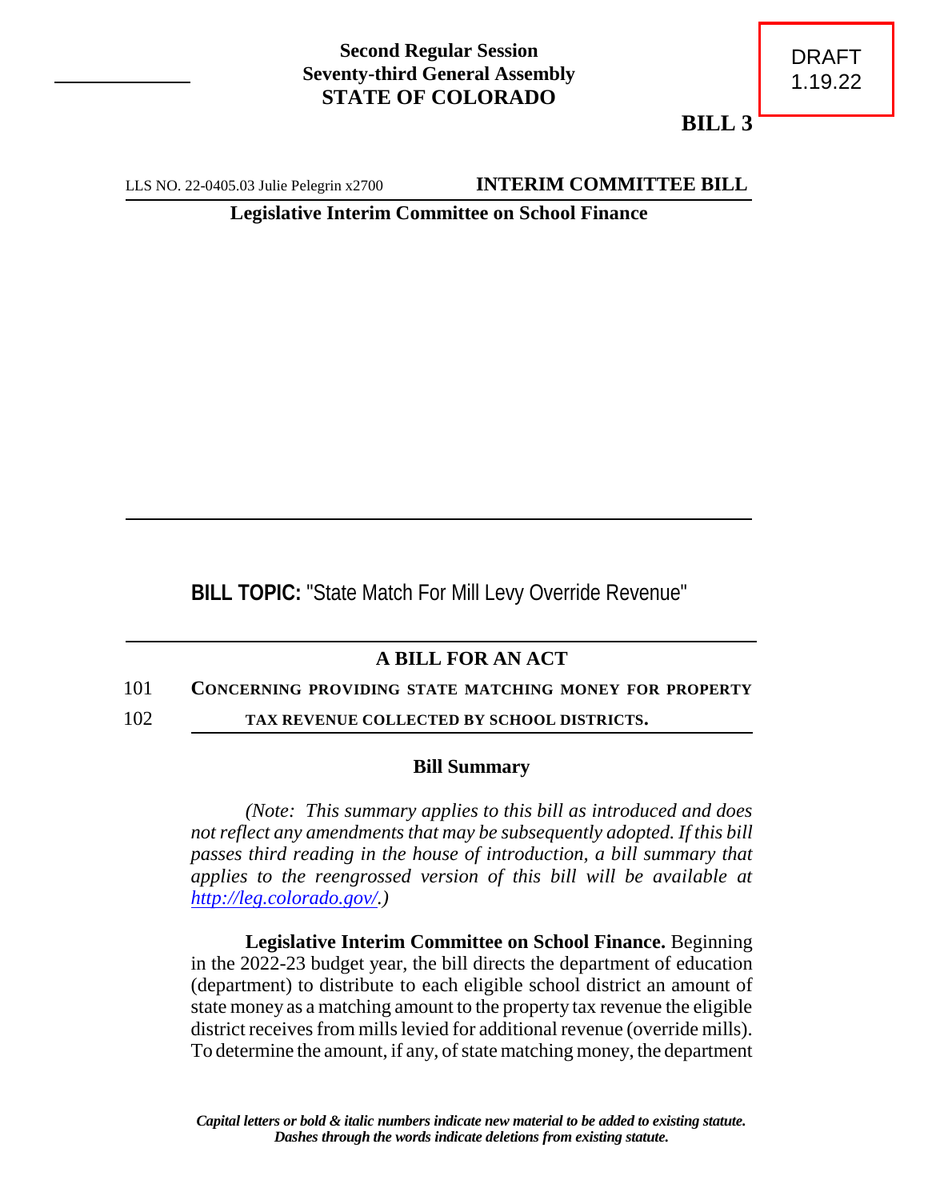DRAFT
1.19.22

**Second Regular Session**
**Seventy-third General Assembly**
**STATE OF COLORADO**

**BILL 3**

LLS NO. 22-0405.03 Julie Pelegrin x2700 **INTERIM COMMITTEE BILL**

**Legislative Interim Committee on School Finance**

**BILL TOPIC:** "State Match For Mill Levy Override Revenue"

## A BILL FOR AN ACT

101 **CONCERNING PROVIDING STATE MATCHING MONEY FOR PROPERTY**
102 **TAX REVENUE COLLECTED BY SCHOOL DISTRICTS.**

### Bill Summary

*(Note: This summary applies to this bill as introduced and does not reflect any amendments that may be subsequently adopted. If this bill passes third reading in the house of introduction, a bill summary that applies to the reengrossed version of this bill will be available at http://leg.colorado.gov/.)*

**Legislative Interim Committee on School Finance.** Beginning in the 2022-23 budget year, the bill directs the department of education (department) to distribute to each eligible school district an amount of state money as a matching amount to the property tax revenue the eligible district receives from mills levied for additional revenue (override mills). To determine the amount, if any, of state matching money, the department

***Capital letters or bold & italic numbers indicate new material to be added to existing statute.***
***Dashes through the words indicate deletions from existing statute.***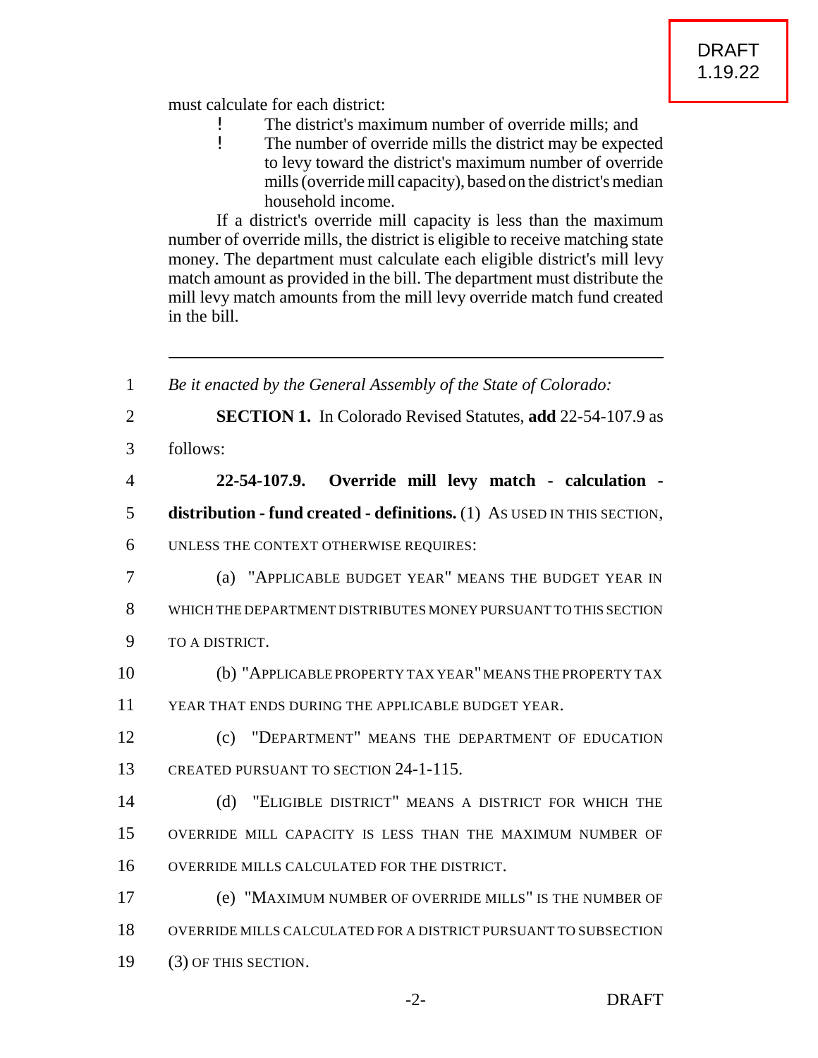must calculate for each district:

- The district's maximum number of override mills; and
- The number of override mills the district may be expected to levy toward the district's maximum number of override mills (override mill capacity), based on the district's median household income.

If a district's override mill capacity is less than the maximum number of override mills, the district is eligible to receive matching state money. The department must calculate each eligible district's mill levy match amount as provided in the bill. The department must distribute the mill levy match amounts from the mill levy override match fund created in the bill.

---

1 *Be it enacted by the General Assembly of the State of Colorado:*

2 **SECTION 1.** In Colorado Revised Statutes, **add** 22-54-107.9 as
3 follows:

4 **22-54-107.9. Override mill levy match - calculation -**
5 **distribution - fund created - definitions.** (1) AS USED IN THIS SECTION,
6 UNLESS THE CONTEXT OTHERWISE REQUIRES:

7 (a) "APPLICABLE BUDGET YEAR" MEANS THE BUDGET YEAR IN
8 WHICH THE DEPARTMENT DISTRIBUTES MONEY PURSUANT TO THIS SECTION
9 TO A DISTRICT.

10 (b) "APPLICABLE PROPERTY TAX YEAR" MEANS THE PROPERTY TAX
11 YEAR THAT ENDS DURING THE APPLICABLE BUDGET YEAR.

12 (c) "DEPARTMENT" MEANS THE DEPARTMENT OF EDUCATION
13 CREATED PURSUANT TO SECTION 24-1-115.

14 (d) "ELIGIBLE DISTRICT" MEANS A DISTRICT FOR WHICH THE
15 OVERRIDE MILL CAPACITY IS LESS THAN THE MAXIMUM NUMBER OF
16 OVERRIDE MILLS CALCULATED FOR THE DISTRICT.

17 (e) "MAXIMUM NUMBER OF OVERRIDE MILLS" IS THE NUMBER OF
18 OVERRIDE MILLS CALCULATED FOR A DISTRICT PURSUANT TO SUBSECTION
19 (3) OF THIS SECTION.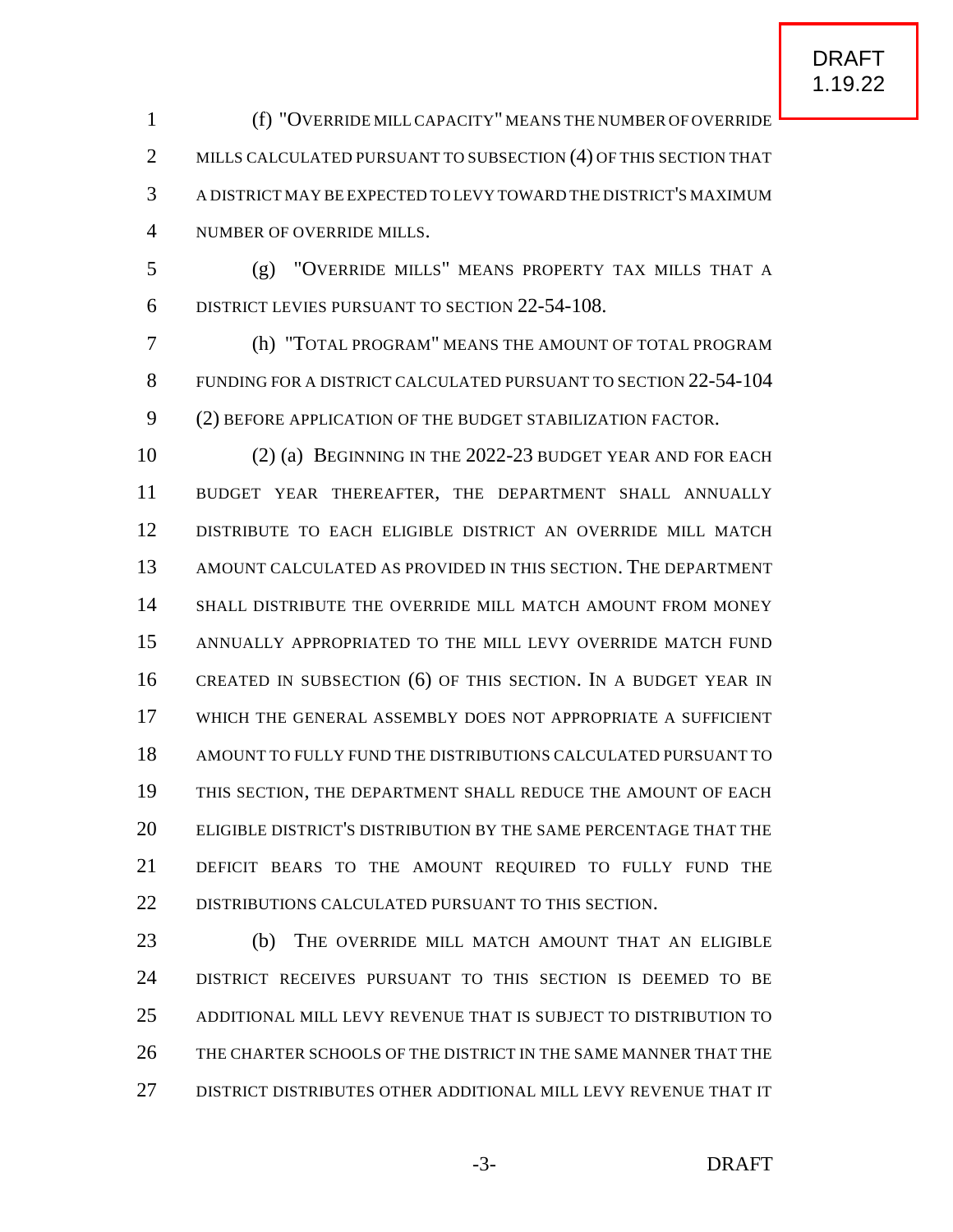(f) "OVERRIDE MILL CAPACITY" MEANS THE NUMBER OF OVERRIDE MILLS CALCULATED PURSUANT TO SUBSECTION (4) OF THIS SECTION THAT A DISTRICT MAY BE EXPECTED TO LEVY TOWARD THE DISTRICT'S MAXIMUM NUMBER OF OVERRIDE MILLS.

(g) "OVERRIDE MILLS" MEANS PROPERTY TAX MILLS THAT A DISTRICT LEVIES PURSUANT TO SECTION 22-54-108.

(h) "TOTAL PROGRAM" MEANS THE AMOUNT OF TOTAL PROGRAM FUNDING FOR A DISTRICT CALCULATED PURSUANT TO SECTION 22-54-104 (2) BEFORE APPLICATION OF THE BUDGET STABILIZATION FACTOR.

(2) (a) BEGINNING IN THE 2022-23 BUDGET YEAR AND FOR EACH BUDGET YEAR THEREAFTER, THE DEPARTMENT SHALL ANNUALLY DISTRIBUTE TO EACH ELIGIBLE DISTRICT AN OVERRIDE MILL MATCH AMOUNT CALCULATED AS PROVIDED IN THIS SECTION. THE DEPARTMENT SHALL DISTRIBUTE THE OVERRIDE MILL MATCH AMOUNT FROM MONEY ANNUALLY APPROPRIATED TO THE MILL LEVY OVERRIDE MATCH FUND CREATED IN SUBSECTION (6) OF THIS SECTION. IN A BUDGET YEAR IN WHICH THE GENERAL ASSEMBLY DOES NOT APPROPRIATE A SUFFICIENT AMOUNT TO FULLY FUND THE DISTRIBUTIONS CALCULATED PURSUANT TO THIS SECTION, THE DEPARTMENT SHALL REDUCE THE AMOUNT OF EACH ELIGIBLE DISTRICT'S DISTRIBUTION BY THE SAME PERCENTAGE THAT THE DEFICIT BEARS TO THE AMOUNT REQUIRED TO FULLY FUND THE DISTRIBUTIONS CALCULATED PURSUANT TO THIS SECTION.

(b) THE OVERRIDE MILL MATCH AMOUNT THAT AN ELIGIBLE DISTRICT RECEIVES PURSUANT TO THIS SECTION IS DEEMED TO BE ADDITIONAL MILL LEVY REVENUE THAT IS SUBJECT TO DISTRIBUTION TO THE CHARTER SCHOOLS OF THE DISTRICT IN THE SAME MANNER THAT THE DISTRICT DISTRIBUTES OTHER ADDITIONAL MILL LEVY REVENUE THAT IT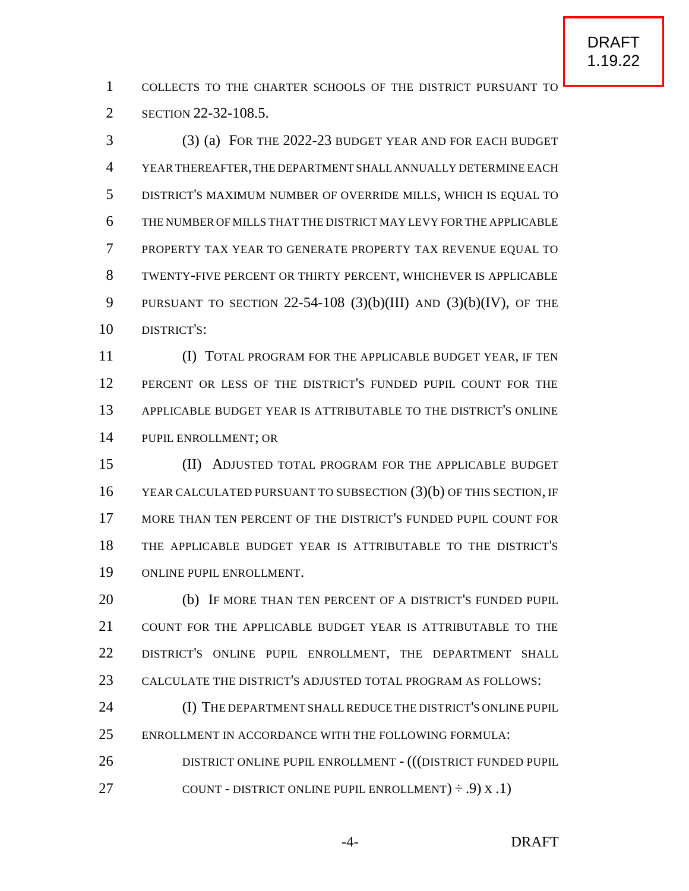COLLECTS TO THE CHARTER SCHOOLS OF THE DISTRICT PURSUANT TO SECTION 22-32-108.5.

(3) (a) FOR THE 2022-23 BUDGET YEAR AND FOR EACH BUDGET YEAR THEREAFTER, THE DEPARTMENT SHALL ANNUALLY DETERMINE EACH DISTRICT'S MAXIMUM NUMBER OF OVERRIDE MILLS, WHICH IS EQUAL TO THE NUMBER OF MILLS THAT THE DISTRICT MAY LEVY FOR THE APPLICABLE PROPERTY TAX YEAR TO GENERATE PROPERTY TAX REVENUE EQUAL TO TWENTY-FIVE PERCENT OR THIRTY PERCENT, WHICHEVER IS APPLICABLE PURSUANT TO SECTION 22-54-108 (3)(b)(III) AND (3)(b)(IV), OF THE DISTRICT'S:

(I) TOTAL PROGRAM FOR THE APPLICABLE BUDGET YEAR, IF TEN PERCENT OR LESS OF THE DISTRICT'S FUNDED PUPIL COUNT FOR THE APPLICABLE BUDGET YEAR IS ATTRIBUTABLE TO THE DISTRICT'S ONLINE PUPIL ENROLLMENT; OR

(II) ADJUSTED TOTAL PROGRAM FOR THE APPLICABLE BUDGET YEAR CALCULATED PURSUANT TO SUBSECTION (3)(b) OF THIS SECTION, IF MORE THAN TEN PERCENT OF THE DISTRICT'S FUNDED PUPIL COUNT FOR THE APPLICABLE BUDGET YEAR IS ATTRIBUTABLE TO THE DISTRICT'S ONLINE PUPIL ENROLLMENT.

(b) IF MORE THAN TEN PERCENT OF A DISTRICT'S FUNDED PUPIL COUNT FOR THE APPLICABLE BUDGET YEAR IS ATTRIBUTABLE TO THE DISTRICT'S ONLINE PUPIL ENROLLMENT, THE DEPARTMENT SHALL CALCULATE THE DISTRICT'S ADJUSTED TOTAL PROGRAM AS FOLLOWS:

(I) THE DEPARTMENT SHALL REDUCE THE DISTRICT'S ONLINE PUPIL ENROLLMENT IN ACCORDANCE WITH THE FOLLOWING FORMULA:

DISTRICT ONLINE PUPIL ENROLLMENT - (((DISTRICT FUNDED PUPIL COUNT - DISTRICT ONLINE PUPIL ENROLLMENT) ÷ .9) X .1)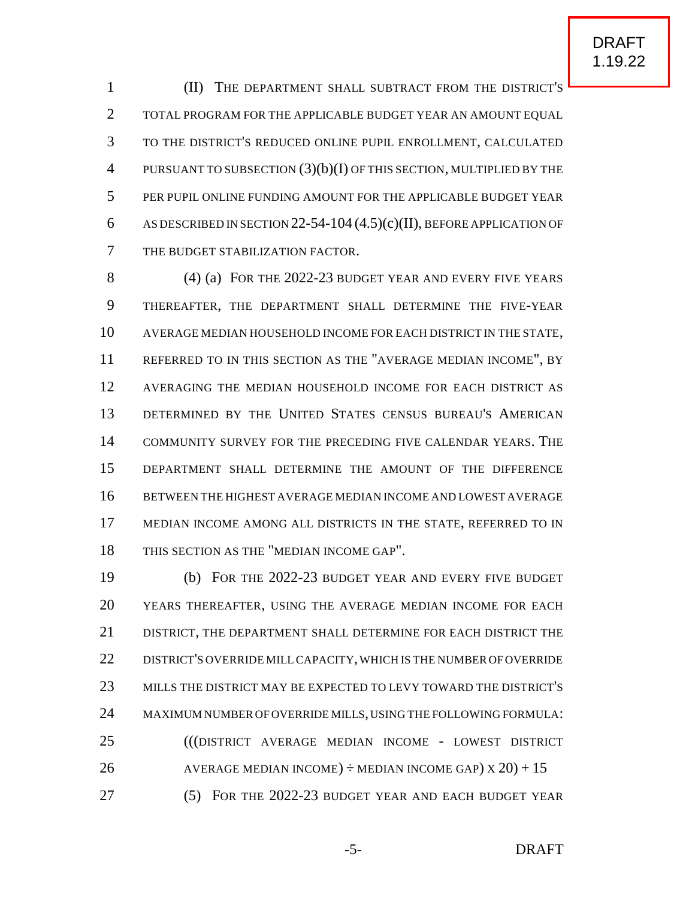(II) THE DEPARTMENT SHALL SUBTRACT FROM THE DISTRICT'S TOTAL PROGRAM FOR THE APPLICABLE BUDGET YEAR AN AMOUNT EQUAL TO THE DISTRICT'S REDUCED ONLINE PUPIL ENROLLMENT, CALCULATED PURSUANT TO SUBSECTION (3)(b)(I) OF THIS SECTION, MULTIPLIED BY THE PER PUPIL ONLINE FUNDING AMOUNT FOR THE APPLICABLE BUDGET YEAR AS DESCRIBED IN SECTION 22-54-104 (4.5)(c)(II), BEFORE APPLICATION OF THE BUDGET STABILIZATION FACTOR.

(4) (a) FOR THE 2022-23 BUDGET YEAR AND EVERY FIVE YEARS THEREAFTER, THE DEPARTMENT SHALL DETERMINE THE FIVE-YEAR AVERAGE MEDIAN HOUSEHOLD INCOME FOR EACH DISTRICT IN THE STATE, REFERRED TO IN THIS SECTION AS THE "AVERAGE MEDIAN INCOME", BY AVERAGING THE MEDIAN HOUSEHOLD INCOME FOR EACH DISTRICT AS DETERMINED BY THE UNITED STATES CENSUS BUREAU'S AMERICAN COMMUNITY SURVEY FOR THE PRECEDING FIVE CALENDAR YEARS. THE DEPARTMENT SHALL DETERMINE THE AMOUNT OF THE DIFFERENCE BETWEEN THE HIGHEST AVERAGE MEDIAN INCOME AND LOWEST AVERAGE MEDIAN INCOME AMONG ALL DISTRICTS IN THE STATE, REFERRED TO IN THIS SECTION AS THE "MEDIAN INCOME GAP".

(b) FOR THE 2022-23 BUDGET YEAR AND EVERY FIVE BUDGET YEARS THEREAFTER, USING THE AVERAGE MEDIAN INCOME FOR EACH DISTRICT, THE DEPARTMENT SHALL DETERMINE FOR EACH DISTRICT THE DISTRICT'S OVERRIDE MILL CAPACITY, WHICH IS THE NUMBER OF OVERRIDE MILLS THE DISTRICT MAY BE EXPECTED TO LEVY TOWARD THE DISTRICT'S MAXIMUM NUMBER OF OVERRIDE MILLS, USING THE FOLLOWING FORMULA:

(((DISTRICT AVERAGE MEDIAN INCOME - LOWEST DISTRICT AVERAGE MEDIAN INCOME) ÷ MEDIAN INCOME GAP) X 20) + 15

(5) FOR THE 2022-23 BUDGET YEAR AND EACH BUDGET YEAR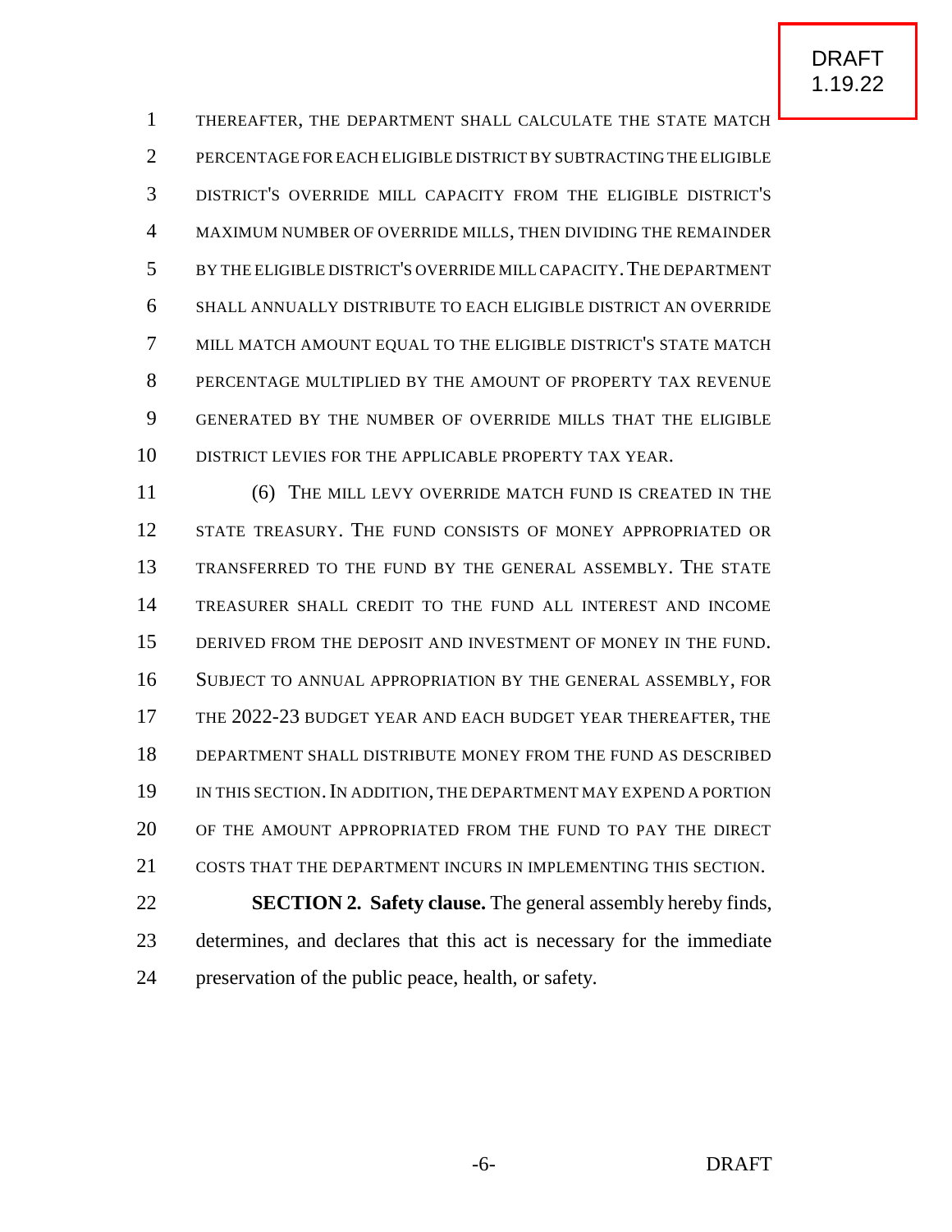THEREAFTER, THE DEPARTMENT SHALL CALCULATE THE STATE MATCH PERCENTAGE FOR EACH ELIGIBLE DISTRICT BY SUBTRACTING THE ELIGIBLE DISTRICT'S OVERRIDE MILL CAPACITY FROM THE ELIGIBLE DISTRICT'S MAXIMUM NUMBER OF OVERRIDE MILLS, THEN DIVIDING THE REMAINDER BY THE ELIGIBLE DISTRICT'S OVERRIDE MILL CAPACITY. THE DEPARTMENT SHALL ANNUALLY DISTRIBUTE TO EACH ELIGIBLE DISTRICT AN OVERRIDE MILL MATCH AMOUNT EQUAL TO THE ELIGIBLE DISTRICT'S STATE MATCH PERCENTAGE MULTIPLIED BY THE AMOUNT OF PROPERTY TAX REVENUE GENERATED BY THE NUMBER OF OVERRIDE MILLS THAT THE ELIGIBLE DISTRICT LEVIES FOR THE APPLICABLE PROPERTY TAX YEAR.

(6) THE MILL LEVY OVERRIDE MATCH FUND IS CREATED IN THE STATE TREASURY. THE FUND CONSISTS OF MONEY APPROPRIATED OR TRANSFERRED TO THE FUND BY THE GENERAL ASSEMBLY. THE STATE TREASURER SHALL CREDIT TO THE FUND ALL INTEREST AND INCOME DERIVED FROM THE DEPOSIT AND INVESTMENT OF MONEY IN THE FUND. SUBJECT TO ANNUAL APPROPRIATION BY THE GENERAL ASSEMBLY, FOR THE 2022-23 BUDGET YEAR AND EACH BUDGET YEAR THEREAFTER, THE DEPARTMENT SHALL DISTRIBUTE MONEY FROM THE FUND AS DESCRIBED IN THIS SECTION. IN ADDITION, THE DEPARTMENT MAY EXPEND A PORTION OF THE AMOUNT APPROPRIATED FROM THE FUND TO PAY THE DIRECT COSTS THAT THE DEPARTMENT INCURS IN IMPLEMENTING THIS SECTION.

**SECTION 2. Safety clause.** The general assembly hereby finds, determines, and declares that this act is necessary for the immediate preservation of the public peace, health, or safety.